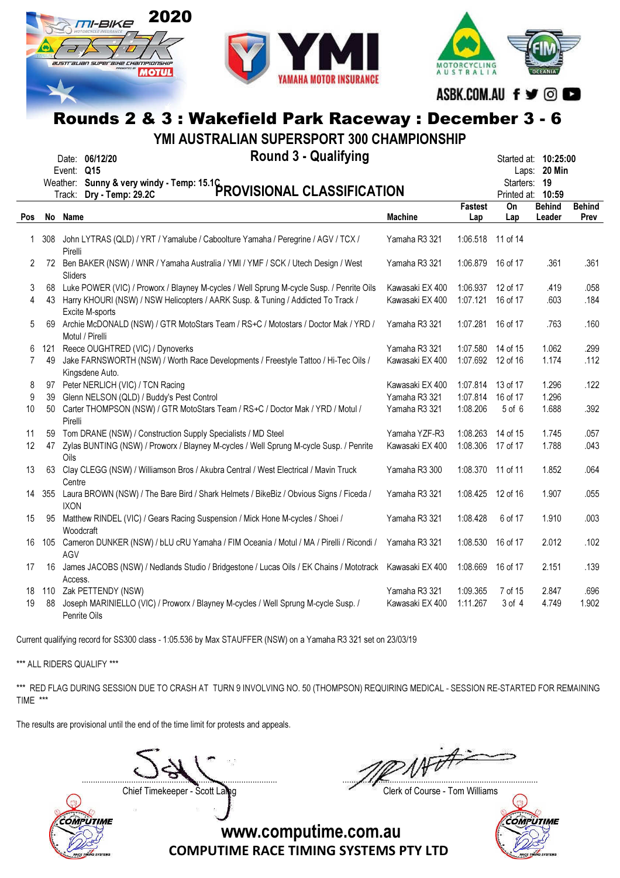# Rounds 2 & 3 : Wakefield Park Raceway : December 3 - 6

## YMI AUSTRALIAN SUPERSPORT 300 CHAMPIONSHIP

### Round 3 - Qualifying

Date: **06/12/20**
Event: **Q15**
Weather: **Sunny & very windy - Temp: 15.1C**
Track: **Dry - Temp: 29.2C**

Started at: **10:25:00**
Laps: **20 Min**
Starters: **19**
Printed at: **10:59**

### PROVISIONAL CLASSIFICATION

| Pos | No | Name | Machine | Fastest Lap | On Lap | Behind Leader | Behind Prev |
|---|---|---|---|---|---|---|---|
| 1 | 308 | John LYTRAS (QLD) / YRT / Yamalube / Caboolture Yamaha / Peregrine / AGV / TCX / Pirelli | Yamaha R3 321 | 1:06.518 | 11 of 14 | | |
| 2 | 72 | Ben BAKER (NSW) / WNR / Yamaha Australia / YMI / YMF / SCK / Utech Design / West Sliders | Yamaha R3 321 | 1:06.879 | 16 of 17 | .361 | .361 |
| 3 | 68 | Luke POWER (VIC) / Proworx / Blayney M-cycles / Well Sprung M-cycle Susp. / Penrite Oils | Kawasaki EX 400 | 1:06.937 | 12 of 17 | .419 | .058 |
| 4 | 43 | Harry KHOURI (NSW) / NSW Helicopters / AARK Susp. & Tuning / Addicted To Track / Excite M-sports | Kawasaki EX 400 | 1:07.121 | 16 of 17 | .603 | .184 |
| 5 | 69 | Archie McDONALD (NSW) / GTR MotoStars Team / RS+C / Motostars / Doctor Mak / YRD / Motul / Pirelli | Yamaha R3 321 | 1:07.281 | 16 of 17 | .763 | .160 |
| 6 | 121 | Reece OUGHTRED (VIC) / Dynoverks | Yamaha R3 321 | 1:07.580 | 14 of 15 | 1.062 | .299 |
| 7 | 49 | Jake FARNSWORTH (NSW) / Worth Race Developments / Freestyle Tattoo / Hi-Tec Oils / Kingsdene Auto. | Kawasaki EX 400 | 1:07.692 | 12 of 16 | 1.174 | .112 |
| 8 | 97 | Peter NERLICH (VIC) / TCN Racing | Kawasaki EX 400 | 1:07.814 | 13 of 17 | 1.296 | .122 |
| 9 | 39 | Glenn NELSON (QLD) / Buddy's Pest Control | Yamaha R3 321 | 1:07.814 | 16 of 17 | 1.296 | |
| 10 | 50 | Carter THOMPSON (NSW) / GTR MotoStars Team / RS+C / Doctor Mak / YRD / Motul / Pirelli | Yamaha R3 321 | 1:08.206 | 5 of 6 | 1.688 | .392 |
| 11 | 59 | Tom DRANE (NSW) / Construction Supply Specialists / MD Steel | Yamaha YZF-R3 | 1:08.263 | 14 of 15 | 1.745 | .057 |
| 12 | 47 | Zylas BUNTING (NSW) / Proworx / Blayney M-cycles / Well Sprung M-cycle Susp. / Penrite Oils | Kawasaki EX 400 | 1:08.306 | 17 of 17 | 1.788 | .043 |
| 13 | 63 | Clay CLEGG (NSW) / Williamson Bros / Akubra Central / West Electrical / Mavin Truck Centre | Yamaha R3 300 | 1:08.370 | 11 of 11 | 1.852 | .064 |
| 14 | 355 | Laura BROWN (NSW) / The Bare Bird / Shark Helmets / BikeBiz / Obvious Signs / Ficeda / IXON | Yamaha R3 321 | 1:08.425 | 12 of 16 | 1.907 | .055 |
| 15 | 95 | Matthew RINDEL (VIC) / Gears Racing Suspension / Mick Hone M-cycles / Shoei / Woodcraft | Yamaha R3 321 | 1:08.428 | 6 of 17 | 1.910 | .003 |
| 16 | 105 | Cameron DUNKER (NSW) / bLU cRU Yamaha / FIM Oceania / Motul / MA / Pirelli / Ricondi / AGV | Yamaha R3 321 | 1:08.530 | 16 of 17 | 2.012 | .102 |
| 17 | 16 | James JACOBS (NSW) / Nedlands Studio / Bridgestone / Lucas Oils / EK Chains / Mototrack Access. | Kawasaki EX 400 | 1:08.669 | 16 of 17 | 2.151 | .139 |
| 18 | 110 | Zak PETTENDY (NSW) | Yamaha R3 321 | 1:09.365 | 7 of 15 | 2.847 | .696 |
| 19 | 88 | Joseph MARINIELLO (VIC) / Proworx / Blayney M-cycles / Well Sprung M-cycle Susp. / Penrite Oils | Kawasaki EX 400 | 1:11.267 | 3 of 4 | 4.749 | 1.902 |

Current qualifying record for SS300 class - 1:05.536 by Max STAUFFER (NSW) on a Yamaha R3 321 set on 23/03/19

*** ALL RIDERS QUALIFY ***

*** RED FLAG DURING SESSION DUE TO CRASH AT TURN 9 INVOLVING NO. 50 (THOMPSON) REQUIRING MEDICAL - SESSION RE-STARTED FOR REMAINING TIME ***

The results are provisional until the end of the time limit for protests and appeals.

Chief Timekeeper - Scott Laing

Clerk of Course - Tom Williams

www.computime.com.au
COMPUTIME RACE TIMING SYSTEMS PTY LTD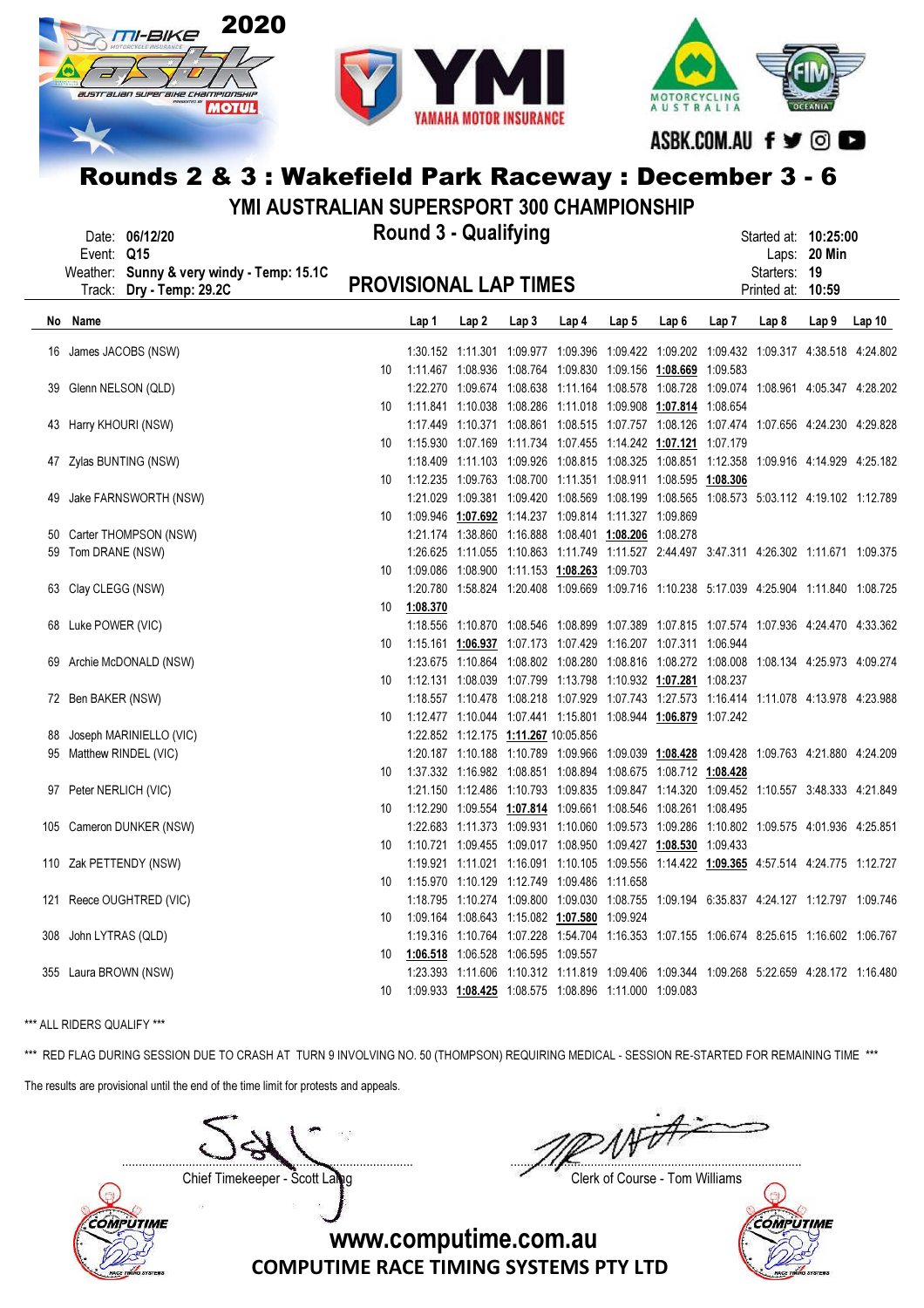# Rounds 2 & 3 : Wakefield Park Raceway : December 3 - 6

## YMI AUSTRALIAN SUPERSPORT 300 CHAMPIONSHIP

### Round 3 - Qualifying

Date: **06/12/20**
Event: **Q15**
Weather: **Sunny & very windy - Temp: 15.1C**
Track: **Dry - Temp: 29.2C**

Started at: **10:25:00**
Laps: **20 Min**
Starters: **19**
Printed at: **10:59**

## PROVISIONAL LAP TIMES

| No | Name | | Lap 1 | Lap 2 | Lap 3 | Lap 4 | Lap 5 | Lap 6 | Lap 7 | Lap 8 | Lap 9 | Lap 10 |
|---|---|---|---|---|---|---|---|---|---|---|---|---|
| 16 | James JACOBS (NSW) | | 1:30.152 | 1:11.301 | 1:09.977 | 1:09.396 | 1:09.422 | 1:09.202 | 1:09.432 | 1:09.317 | 4:38.518 | 4:24.802 |
| | | 10 | 1:11.467 | 1:08.936 | 1:08.764 | 1:09.830 | 1:09.156 | **1:08.669** | 1:09.583 | | | |
| 39 | Glenn NELSON (QLD) | | 1:22.270 | 1:09.674 | 1:08.638 | 1:11.164 | 1:08.578 | 1:08.728 | 1:09.074 | 1:08.961 | 4:05.347 | 4:28.202 |
| | | 10 | 1:11.841 | 1:10.038 | 1:08.286 | 1:11.018 | 1:09.908 | **1:07.814** | 1:08.654 | | | |
| 43 | Harry KHOURI (NSW) | | 1:17.449 | 1:10.371 | 1:08.861 | 1:08.515 | 1:07.757 | 1:08.126 | 1:07.474 | 1:07.656 | 4:24.230 | 4:29.828 |
| | | 10 | 1:15.930 | 1:07.169 | 1:11.734 | 1:07.455 | 1:14.242 | **1:07.121** | 1:07.179 | | | |
| 47 | Zylas BUNTING (NSW) | | 1:18.409 | 1:11.103 | 1:09.926 | 1:08.815 | 1:08.325 | 1:08.851 | 1:12.358 | 1:09.916 | 4:14.929 | 4:25.182 |
| | | 10 | 1:12.235 | 1:09.763 | 1:08.700 | 1:11.351 | 1:08.911 | 1:08.595 | **1:08.306** | | | |
| 49 | Jake FARNSWORTH (NSW) | | 1:21.029 | 1:09.381 | 1:09.420 | 1:08.569 | 1:08.199 | 1:08.565 | 1:08.573 | 5:03.112 | 4:19.102 | 1:12.789 |
| | | 10 | 1:09.946 | **1:07.692** | 1:14.237 | 1:09.814 | 1:11.327 | 1:09.869 | | | | |
| 50 | Carter THOMPSON (NSW) | | 1:21.174 | 1:38.860 | 1:16.888 | 1:08.401 | **1:08.206** | 1:08.278 | | | | |
| 59 | Tom DRANE (NSW) | | 1:26.625 | 1:11.055 | 1:10.863 | 1:11.749 | 1:11.527 | 2:44.497 | 3:47.311 | 4:26.302 | 1:11.671 | 1:09.375 |
| | | 10 | 1:09.086 | 1:08.900 | 1:11.153 | **1:08.263** | 1:09.703 | | | | | |
| 63 | Clay CLEGG (NSW) | | 1:20.780 | 1:58.824 | 1:20.408 | 1:09.669 | 1:09.716 | 1:10.238 | 5:17.039 | 4:25.904 | 1:11.840 | 1:08.725 |
| | | 10 | **1:08.370** | | | | | | | | | |
| 68 | Luke POWER (VIC) | | 1:18.556 | 1:10.870 | 1:08.546 | 1:08.899 | 1:07.389 | 1:07.815 | 1:07.574 | 1:07.936 | 4:24.470 | 4:33.362 |
| | | 10 | 1:15.161 | **1:06.937** | 1:07.173 | 1:07.429 | 1:16.207 | 1:07.311 | 1:06.944 | | | |
| 69 | Archie McDONALD (NSW) | | 1:23.675 | 1:10.864 | 1:08.802 | 1:08.280 | 1:08.816 | 1:08.272 | 1:08.008 | 1:08.134 | 4:25.973 | 4:09.274 |
| | | 10 | 1:12.131 | 1:08.039 | 1:07.799 | 1:13.798 | 1:10.932 | **1:07.281** | 1:08.237 | | | |
| 72 | Ben BAKER (NSW) | | 1:18.557 | 1:10.478 | 1:08.218 | 1:07.929 | 1:07.743 | 1:27.573 | 1:16.414 | 1:11.078 | 4:13.978 | 4:23.988 |
| | | 10 | 1:12.477 | 1:10.044 | 1:07.441 | 1:15.801 | 1:08.944 | **1:06.879** | 1:07.242 | | | |
| 88 | Joseph MARINIELLO (VIC) | | 1:22.852 | 1:12.175 | **1:11.267** | 10:05.856 | | | | | | |
| 95 | Matthew RINDEL (VIC) | | 1:20.187 | 1:10.188 | 1:10.789 | 1:09.966 | 1:09.039 | **1:08.428** | 1:09.428 | 1:09.763 | 4:21.880 | 4:24.209 |
| | | 10 | 1:37.332 | 1:16.982 | 1:08.851 | 1:08.894 | 1:08.675 | 1:08.712 | **1:08.428** | | | |
| 97 | Peter NERLICH (VIC) | | 1:21.150 | 1:12.486 | 1:10.793 | 1:09.835 | 1:09.847 | 1:14.320 | 1:09.452 | 1:10.557 | 3:48.333 | 4:21.849 |
| | | 10 | 1:12.290 | 1:09.554 | **1:07.814** | 1:09.661 | 1:08.546 | 1:08.261 | 1:08.495 | | | |
| 105 | Cameron DUNKER (NSW) | | 1:22.683 | 1:11.373 | 1:09.931 | 1:10.060 | 1:09.573 | 1:09.286 | 1:10.802 | 1:09.575 | 4:01.936 | 4:25.851 |
| | | 10 | 1:10.721 | 1:09.455 | 1:09.017 | 1:08.950 | 1:09.427 | **1:08.530** | 1:09.433 | | | |
| 110 | Zak PETTENDY (NSW) | | 1:19.921 | 1:11.021 | 1:16.091 | 1:10.105 | 1:09.556 | 1:14.422 | **1:09.365** | 4:57.514 | 4:24.775 | 1:12.727 |
| | | 10 | 1:15.970 | 1:10.129 | 1:12.749 | 1:09.486 | 1:11.658 | | | | | |
| 121 | Reece OUGHTRED (VIC) | | 1:18.795 | 1:10.274 | 1:09.800 | 1:09.030 | 1:08.755 | 1:09.194 | 6:35.837 | 4:24.127 | 1:12.797 | 1:09.746 |
| | | 10 | 1:09.164 | 1:08.643 | 1:15.082 | **1:07.580** | 1:09.924 | | | | | |
| 308 | John LYTRAS (QLD) | | 1:19.316 | 1:10.764 | 1:07.228 | 1:54.704 | 1:16.353 | 1:07.155 | 1:06.674 | 8:25.615 | 1:16.602 | 1:06.767 |
| | | 10 | **1:06.518** | 1:06.528 | 1:06.595 | 1:09.557 | | | | | | |
| 355 | Laura BROWN (NSW) | | 1:23.393 | 1:11.606 | 1:10.312 | 1:11.819 | 1:09.406 | 1:09.344 | 1:09.268 | 5:22.659 | 4:28.172 | 1:16.480 |
| | | 10 | 1:09.933 | **1:08.425** | 1:08.575 | 1:08.896 | 1:11.000 | 1:09.083 | | | | |

*** ALL RIDERS QUALIFY ***

*** RED FLAG DURING SESSION DUE TO CRASH AT TURN 9 INVOLVING NO. 50 (THOMPSON) REQUIRING MEDICAL - SESSION RE-STARTED FOR REMAINING TIME ***

The results are provisional until the end of the time limit for protests and appeals.

Chief Timekeeper - Scott Laing

Clerk of Course - Tom Williams

www.computime.com.au
COMPUTIME RACE TIMING SYSTEMS PTY LTD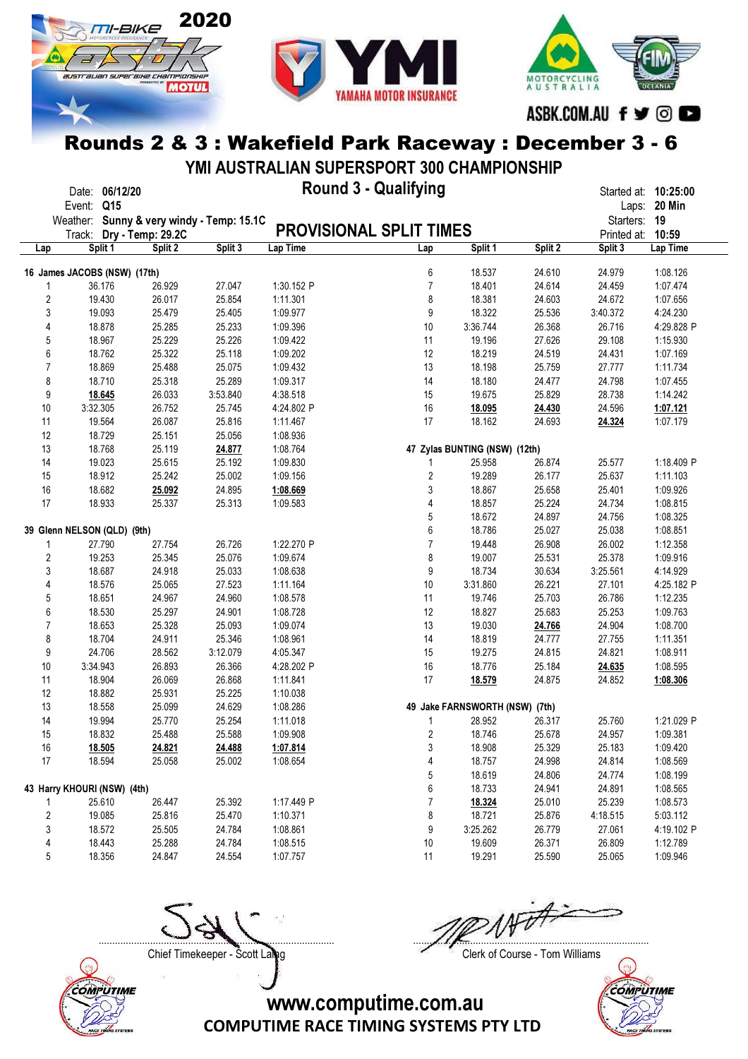## Rounds 2 & 3 : Wakefield Park Raceway : December 3 - 6

### YMI AUSTRALIAN SUPERSPORT 300 CHAMPIONSHIP

### Round 3 - Qualifying

### PROVISIONAL SPLIT TIMES

Date: **06/12/20**
Event: **Q15**
Weather: **Sunny & very windy - Temp: 15.1C**
Track: **Dry - Temp: 29.2C**

Started at: **10:25:00**
Laps: **20 Min**
Starters: **19**
Printed at: **10:59**

| Lap | Split 1 | Split 2 | Split 3 | Lap Time |
|---|---|---|---|---|
| **16 James JACOBS (NSW) (17th)** | | | | |
| 1 | 36.176 | 26.929 | 27.047 | 1:30.152 P |
| 2 | 19.430 | 26.017 | 25.854 | 1:11.301 |
| 3 | 19.093 | 25.479 | 25.405 | 1:09.977 |
| 4 | 18.878 | 25.285 | 25.233 | 1:09.396 |
| 5 | 18.967 | 25.229 | 25.226 | 1:09.422 |
| 6 | 18.762 | 25.322 | 25.118 | 1:09.202 |
| 7 | 18.869 | 25.488 | 25.075 | 1:09.432 |
| 8 | 18.710 | 25.318 | 25.289 | 1:09.317 |
| 9 | **18.645** | 26.033 | 3:53.840 | 4:38.518 |
| 10 | 3:32.305 | 26.752 | 25.745 | 4:24.802 P |
| 11 | 19.564 | 26.087 | 25.816 | 1:11.467 |
| 12 | 18.729 | 25.151 | 25.056 | 1:08.936 |
| 13 | 18.768 | 25.119 | **24.877** | 1:08.764 |
| 14 | 19.023 | 25.615 | 25.192 | 1:09.830 |
| 15 | 18.912 | 25.242 | 25.002 | 1:09.156 |
| 16 | 18.682 | **25.092** | 24.895 | **1:08.669** |
| 17 | 18.933 | 25.337 | 25.313 | 1:09.583 |
| **39 Glenn NELSON (QLD) (9th)** | | | | |
| 1 | 27.790 | 27.754 | 26.726 | 1:22.270 P |
| 2 | 19.253 | 25.345 | 25.076 | 1:09.674 |
| 3 | 18.687 | 24.918 | 25.033 | 1:08.638 |
| 4 | 18.576 | 25.065 | 27.523 | 1:11.164 |
| 5 | 18.651 | 24.967 | 24.960 | 1:08.578 |
| 6 | 18.530 | 25.297 | 24.901 | 1:08.728 |
| 7 | 18.653 | 25.328 | 25.093 | 1:09.074 |
| 8 | 18.704 | 24.911 | 25.346 | 1:08.961 |
| 9 | 24.706 | 28.562 | 3:12.079 | 4:05.347 |
| 10 | 3:34.943 | 26.893 | 26.366 | 4:28.202 P |
| 11 | 18.904 | 26.069 | 26.868 | 1:11.841 |
| 12 | 18.882 | 25.931 | 25.225 | 1:10.038 |
| 13 | 18.558 | 25.099 | 24.629 | 1:08.286 |
| 14 | 19.994 | 25.770 | 25.254 | 1:11.018 |
| 15 | 18.832 | 25.488 | 25.588 | 1:09.908 |
| 16 | **18.505** | **24.821** | **24.488** | **1:07.814** |
| 17 | 18.594 | 25.058 | 25.002 | 1:08.654 |
| **43 Harry KHOURI (NSW) (4th)** | | | | |
| 1 | 25.610 | 26.447 | 25.392 | 1:17.449 P |
| 2 | 19.085 | 25.816 | 25.470 | 1:10.371 |
| 3 | 18.572 | 25.505 | 24.784 | 1:08.861 |
| 4 | 18.443 | 25.288 | 24.784 | 1:08.515 |
| 5 | 18.356 | 24.847 | 24.554 | 1:07.757 |
| 6 | 18.537 | 24.610 | 24.979 | 1:08.126 |
| 7 | 18.401 | 24.614 | 24.459 | 1:07.474 |
| 8 | 18.381 | 24.603 | 24.672 | 1:07.656 |
| 9 | 18.322 | 25.536 | 3:40.372 | 4:24.230 |
| 10 | 3:36.744 | 26.368 | 26.716 | 4:29.828 P |
| 11 | 19.196 | 27.626 | 29.108 | 1:15.930 |
| 12 | 18.219 | 24.519 | 24.431 | 1:07.169 |
| 13 | 18.198 | 25.759 | 27.777 | 1:11.734 |
| 14 | 18.180 | 24.477 | 24.798 | 1:07.455 |
| 15 | 19.675 | 25.829 | 28.738 | 1:14.242 |
| 16 | **18.095** | **24.430** | 24.596 | **1:07.121** |
| 17 | 18.162 | 24.693 | **24.324** | 1:07.179 |
| **47 Zylas BUNTING (NSW) (12th)** | | | | |
| 1 | 25.958 | 26.874 | 25.577 | 1:18.409 P |
| 2 | 19.289 | 26.177 | 25.637 | 1:11.103 |
| 3 | 18.867 | 25.658 | 25.401 | 1:09.926 |
| 4 | 18.857 | 25.224 | 24.734 | 1:08.815 |
| 5 | 18.672 | 24.897 | 24.756 | 1:08.325 |
| 6 | 18.786 | 25.027 | 25.038 | 1:08.851 |
| 7 | 19.448 | 26.908 | 26.002 | 1:12.358 |
| 8 | 19.007 | 25.531 | 25.378 | 1:09.916 |
| 9 | 18.734 | 30.634 | 3:25.561 | 4:14.929 |
| 10 | 3:31.860 | 26.221 | 27.101 | 4:25.182 P |
| 11 | 19.746 | 25.703 | 26.786 | 1:12.235 |
| 12 | 18.827 | 25.683 | 25.253 | 1:09.763 |
| 13 | 19.030 | **24.766** | 24.904 | 1:08.700 |
| 14 | 18.819 | 24.777 | 27.755 | 1:11.351 |
| 15 | 19.275 | 24.815 | 24.821 | 1:08.911 |
| 16 | 18.776 | 25.184 | **24.635** | 1:08.595 |
| 17 | **18.579** | 24.875 | 24.852 | **1:08.306** |
| **49 Jake FARNSWORTH (NSW) (7th)** | | | | |
| 1 | 28.952 | 26.317 | 25.760 | 1:21.029 P |
| 2 | 18.746 | 25.678 | 24.957 | 1:09.381 |
| 3 | 18.908 | 25.329 | 25.183 | 1:09.420 |
| 4 | 18.757 | 24.998 | 24.814 | 1:08.569 |
| 5 | 18.619 | 24.806 | 24.774 | 1:08.199 |
| 6 | 18.733 | 24.941 | 24.891 | 1:08.565 |
| 7 | **18.324** | 25.010 | 25.239 | 1:08.573 |
| 8 | 18.721 | 25.876 | 4:18.515 | 5:03.112 |
| 9 | 3:25.262 | 26.779 | 27.061 | 4:19.102 P |
| 10 | 19.609 | 26.371 | 26.809 | 1:12.789 |
| 11 | 19.291 | 25.590 | 25.065 | 1:09.946 |

Chief Timekeeper - Scott Laing

Clerk of Course - Tom Williams

www.computime.com.au
COMPUTIME RACE TIMING SYSTEMS PTY LTD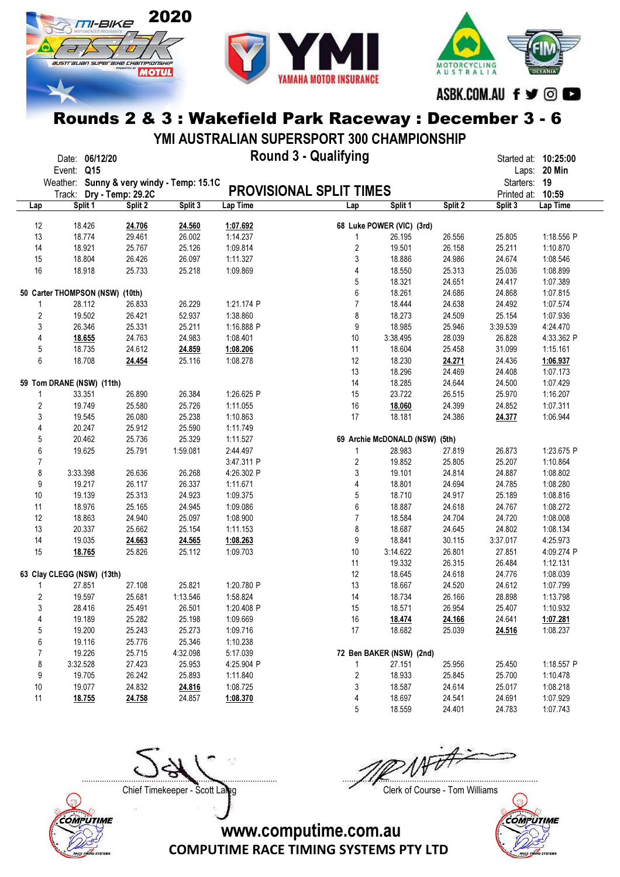# Rounds 2 & 3 : Wakefield Park Raceway : December 3 - 6

## YMI AUSTRALIAN SUPERSPORT 300 CHAMPIONSHIP

### Round 3 - Qualifying

Date: **06/12/20**
Event: **Q15**
Weather: **Sunny & very windy - Temp: 15.1C**
Track: **Dry - Temp: 29.2C**

Started at: **10:25:00**
Laps: **20 Min**
Starters: **19**
Printed at: **10:59**

## PROVISIONAL SPLIT TIMES

| Lap | Split 1 | Split 2 | Split 3 | Lap Time |
|---|---|---|---|---|
| 12 | 18.426 | **24.706** | **24.560** | **1:07.692** |
| 13 | 18.774 | 29.461 | 26.002 | 1:14.237 |
| 14 | 18.921 | 25.767 | 25.126 | 1:09.814 |
| 15 | 18.804 | 26.426 | 26.097 | 1:11.327 |
| 16 | 18.918 | 25.733 | 25.218 | 1:09.869 |

**50 Carter THOMPSON (NSW) (10th)**

| Lap | Split 1 | Split 2 | Split 3 | Lap Time |
|---|---|---|---|---|
| 1 | 28.112 | 26.833 | 26.229 | 1:21.174 P |
| 2 | 19.502 | 26.421 | 52.937 | 1:38.860 |
| 3 | 26.346 | 25.331 | 25.211 | 1:16.888 P |
| 4 | **18.655** | 24.763 | 24.983 | 1:08.401 |
| 5 | 18.735 | 24.612 | **24.859** | **1:08.206** |
| 6 | 18.708 | **24.454** | 25.116 | 1:08.278 |

**59 Tom DRANE (NSW) (11th)**

| Lap | Split 1 | Split 2 | Split 3 | Lap Time |
|---|---|---|---|---|
| 1 | 33.351 | 26.890 | 26.384 | 1:26.625 P |
| 2 | 19.749 | 25.580 | 25.726 | 1:11.055 |
| 3 | 19.545 | 26.080 | 25.238 | 1:10.863 |
| 4 | 20.247 | 25.912 | 25.590 | 1:11.749 |
| 5 | 20.462 | 25.736 | 25.329 | 1:11.527 |
| 6 | 19.625 | 25.791 | 1:59.081 | 2:44.497 |
| 7 | | | | 3:47.311 P |
| 8 | 3:33.398 | 26.636 | 26.268 | 4:26.302 P |
| 9 | 19.217 | 26.117 | 26.337 | 1:11.671 |
| 10 | 19.139 | 25.313 | 24.923 | 1:09.375 |
| 11 | 18.976 | 25.165 | 24.945 | 1:09.086 |
| 12 | 18.863 | 24.940 | 25.097 | 1:08.900 |
| 13 | 20.337 | 25.662 | 25.154 | 1:11.153 |
| 14 | 19.035 | **24.663** | **24.565** | **1:08.263** |
| 15 | **18.765** | 25.826 | 25.112 | 1:09.703 |

**63 Clay CLEGG (NSW) (13th)**

| Lap | Split 1 | Split 2 | Split 3 | Lap Time |
|---|---|---|---|---|
| 1 | 27.851 | 27.108 | 25.821 | 1:20.780 P |
| 2 | 19.597 | 25.681 | 1:13.546 | 1:58.824 |
| 3 | 28.416 | 25.491 | 26.501 | 1:20.408 P |
| 4 | 19.189 | 25.282 | 25.198 | 1:09.669 |
| 5 | 19.200 | 25.243 | 25.273 | 1:09.716 |
| 6 | 19.116 | 25.776 | 25.346 | 1:10.238 |
| 7 | 19.226 | 25.715 | 4:32.098 | 5:17.039 |
| 8 | 3:32.528 | 27.423 | 25.953 | 4:25.904 P |
| 9 | 19.705 | 26.242 | 25.893 | 1:11.840 |
| 10 | 19.077 | 24.832 | **24.816** | 1:08.725 |
| 11 | **18.755** | **24.758** | 24.857 | **1:08.370** |

**68 Luke POWER (VIC) (3rd)**

| Lap | Split 1 | Split 2 | Split 3 | Lap Time |
|---|---|---|---|---|
| 1 | 26.195 | 26.556 | 25.805 | 1:18.556 P |
| 2 | 19.501 | 26.158 | 25.211 | 1:10.870 |
| 3 | 18.886 | 24.986 | 24.674 | 1:08.546 |
| 4 | 18.550 | 25.313 | 25.036 | 1:08.899 |
| 5 | 18.321 | 24.651 | 24.417 | 1:07.389 |
| 6 | 18.261 | 24.686 | 24.868 | 1:07.815 |
| 7 | 18.444 | 24.638 | 24.492 | 1:07.574 |
| 8 | 18.273 | 24.509 | 25.154 | 1:07.936 |
| 9 | 18.985 | 25.946 | 3:39.539 | 4:24.470 |
| 10 | 3:38.495 | 28.039 | 26.828 | 4:33.362 P |
| 11 | 18.604 | 25.458 | 31.099 | 1:15.161 |
| 12 | 18.230 | **24.271** | 24.436 | **1:06.937** |
| 13 | 18.296 | 24.469 | 24.408 | 1:07.173 |
| 14 | 18.285 | 24.644 | 24.500 | 1:07.429 |
| 15 | 23.722 | 26.515 | 25.970 | 1:16.207 |
| 16 | **18.060** | 24.399 | 24.852 | 1:07.311 |
| 17 | 18.181 | 24.386 | **24.377** | 1:06.944 |

**69 Archie McDONALD (NSW) (5th)**

| Lap | Split 1 | Split 2 | Split 3 | Lap Time |
|---|---|---|---|---|
| 1 | 28.983 | 27.819 | 26.873 | 1:23.675 P |
| 2 | 19.852 | 25.805 | 25.207 | 1:10.864 |
| 3 | 19.101 | 24.814 | 24.887 | 1:08.802 |
| 4 | 18.801 | 24.694 | 24.785 | 1:08.280 |
| 5 | 18.710 | 24.917 | 25.189 | 1:08.816 |
| 6 | 18.887 | 24.618 | 24.767 | 1:08.272 |
| 7 | 18.584 | 24.704 | 24.720 | 1:08.008 |
| 8 | 18.687 | 24.645 | 24.802 | 1:08.134 |
| 9 | 18.841 | 30.115 | 3:37.017 | 4:25.973 |
| 10 | 3:14.622 | 26.801 | 27.851 | 4:09.274 P |
| 11 | 19.332 | 26.315 | 26.484 | 1:12.131 |
| 12 | 18.645 | 24.618 | 24.776 | 1:08.039 |
| 13 | 18.667 | 24.520 | 24.612 | 1:07.799 |
| 14 | 18.734 | 26.166 | 28.898 | 1:13.798 |
| 15 | 18.571 | 26.954 | 25.407 | 1:10.932 |
| 16 | **18.474** | **24.166** | 24.641 | **1:07.281** |
| 17 | 18.682 | 25.039 | **24.516** | 1:08.237 |

**72 Ben BAKER (NSW) (2nd)**

| Lap | Split 1 | Split 2 | Split 3 | Lap Time |
|---|---|---|---|---|
| 1 | 27.151 | 25.956 | 25.450 | 1:18.557 P |
| 2 | 18.933 | 25.845 | 25.700 | 1:10.478 |
| 3 | 18.587 | 24.614 | 25.017 | 1:08.218 |
| 4 | 18.697 | 24.541 | 24.691 | 1:07.929 |
| 5 | 18.559 | 24.401 | 24.783 | 1:07.743 |

Chief Timekeeper - Scott Laing

Clerk of Course - Tom Williams

www.computime.com.au
COMPUTIME RACE TIMING SYSTEMS PTY LTD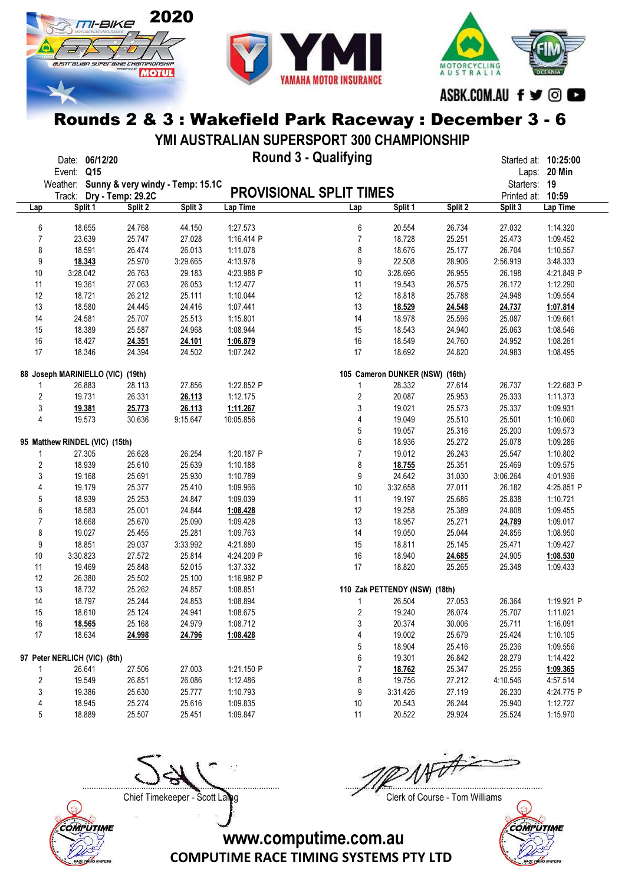# Rounds 2 & 3 : Wakefield Park Raceway : December 3 - 6

## YMI AUSTRALIAN SUPERSPORT 300 CHAMPIONSHIP

## Round 3 - Qualifying

Date: 06/12/20
Event: Q15
Weather: Sunny & very windy - Temp: 15.1C
Track: Dry - Temp: 29.2C

Started at: 10:25:00
Laps: 20 Min
Starters: 19
Printed at: 10:59

## PROVISIONAL SPLIT TIMES

| Lap | Split 1 | Split 2 | Split 3 | Lap Time |
|---|---|---|---|---|
| 6 | 18.655 | 24.768 | 44.150 | 1:27.573 |
| 7 | 23.639 | 25.747 | 27.028 | 1:16.414 P |
| 8 | 18.591 | 26.474 | 26.013 | 1:11.078 |
| 9 | **18.343** | 25.970 | 3:29.665 | 4:13.978 |
| 10 | 3:28.042 | 26.763 | 29.183 | 4:23.988 P |
| 11 | 19.361 | 27.063 | 26.053 | 1:12.477 |
| 12 | 18.721 | 26.212 | 25.111 | 1:10.044 |
| 13 | 18.580 | 24.445 | 24.416 | 1:07.441 |
| 14 | 24.581 | 25.707 | 25.513 | 1:15.801 |
| 15 | 18.389 | 25.587 | 24.968 | 1:08.944 |
| 16 | 18.427 | **24.351** | **24.101** | **1:06.879** |
| 17 | 18.346 | 24.394 | 24.502 | 1:07.242 |

### 88 Joseph MARINIELLO (VIC) (19th)

| Lap | Split 1 | Split 2 | Split 3 | Lap Time |
|---|---|---|---|---|
| 1 | 26.883 | 28.113 | 27.856 | 1:22.852 P |
| 2 | 19.731 | 26.331 | **26.113** | 1:12.175 |
| 3 | **19.381** | **25.773** | **26.113** | **1:11.267** |
| 4 | 19.573 | 30.636 | 9:15.647 | 10:05.856 |

### 95 Matthew RINDEL (VIC) (15th)

| Lap | Split 1 | Split 2 | Split 3 | Lap Time |
|---|---|---|---|---|
| 1 | 27.305 | 26.628 | 26.254 | 1:20.187 P |
| 2 | 18.939 | 25.610 | 25.639 | 1:10.188 |
| 3 | 19.168 | 25.691 | 25.930 | 1:10.789 |
| 4 | 19.179 | 25.377 | 25.410 | 1:09.966 |
| 5 | 18.939 | 25.253 | 24.847 | 1:09.039 |
| 6 | 18.583 | 25.001 | 24.844 | **1:08.428** |
| 7 | 18.668 | 25.670 | 25.090 | 1:09.428 |
| 8 | 19.027 | 25.455 | 25.281 | 1:09.763 |
| 9 | 18.851 | 29.037 | 3:33.992 | 4:21.880 |
| 10 | 3:30.823 | 27.572 | 25.814 | 4:24.209 P |
| 11 | 19.469 | 25.848 | 52.015 | 1:37.332 |
| 12 | 26.380 | 25.502 | 25.100 | 1:16.982 P |
| 13 | 18.732 | 25.262 | 24.857 | 1:08.851 |
| 14 | 18.797 | 25.244 | 24.853 | 1:08.894 |
| 15 | 18.610 | 25.124 | 24.941 | 1:08.675 |
| 16 | **18.565** | 25.168 | 24.979 | 1:08.712 |
| 17 | 18.634 | **24.998** | **24.796** | **1:08.428** |

### 97 Peter NERLICH (VIC) (8th)

| Lap | Split 1 | Split 2 | Split 3 | Lap Time |
|---|---|---|---|---|
| 1 | 26.641 | 27.506 | 27.003 | 1:21.150 P |
| 2 | 19.549 | 26.851 | 26.086 | 1:12.486 |
| 3 | 19.386 | 25.630 | 25.777 | 1:10.793 |
| 4 | 18.945 | 25.274 | 25.616 | 1:09.835 |
| 5 | 18.889 | 25.507 | 25.451 | 1:09.847 |

| Lap | Split 1 | Split 2 | Split 3 | Lap Time |
|---|---|---|---|---|
| 6 | 20.554 | 26.734 | 27.032 | 1:14.320 |
| 7 | 18.728 | 25.251 | 25.473 | 1:09.452 |
| 8 | 18.676 | 25.177 | 26.704 | 1:10.557 |
| 9 | 22.508 | 28.906 | 2:56.919 | 3:48.333 |
| 10 | 3:28.696 | 26.955 | 26.198 | 4:21.849 P |
| 11 | 19.543 | 26.575 | 26.172 | 1:12.290 |
| 12 | 18.818 | 25.788 | 24.948 | 1:09.554 |
| 13 | **18.529** | **24.548** | **24.737** | **1:07.814** |
| 14 | 18.978 | 25.596 | 25.087 | 1:09.661 |
| 15 | 18.543 | 24.940 | 25.063 | 1:08.546 |
| 16 | 18.549 | 24.760 | 24.952 | 1:08.261 |
| 17 | 18.692 | 24.820 | 24.983 | 1:08.495 |

### 105 Cameron DUNKER (NSW) (16th)

| Lap | Split 1 | Split 2 | Split 3 | Lap Time |
|---|---|---|---|---|
| 1 | 28.332 | 27.614 | 26.737 | 1:22.683 P |
| 2 | 20.087 | 25.953 | 25.333 | 1:11.373 |
| 3 | 19.021 | 25.573 | 25.337 | 1:09.931 |
| 4 | 19.049 | 25.510 | 25.501 | 1:10.060 |
| 5 | 19.057 | 25.316 | 25.200 | 1:09.573 |
| 6 | 18.936 | 25.272 | 25.078 | 1:09.286 |
| 7 | 19.012 | 26.243 | 25.547 | 1:10.802 |
| 8 | **18.755** | 25.351 | 25.469 | 1:09.575 |
| 9 | 24.642 | 31.030 | 3:06.264 | 4:01.936 |
| 10 | 3:32.658 | 27.011 | 26.182 | 4:25.851 P |
| 11 | 19.197 | 25.686 | 25.838 | 1:10.721 |
| 12 | 19.258 | 25.389 | 24.808 | 1:09.455 |
| 13 | 18.957 | 25.271 | **24.789** | 1:09.017 |
| 14 | 19.050 | 25.044 | 24.856 | 1:08.950 |
| 15 | 18.811 | 25.145 | 25.471 | 1:09.427 |
| 16 | 18.940 | **24.685** | 24.905 | **1:08.530** |
| 17 | 18.820 | 25.265 | 25.348 | 1:09.433 |

### 110 Zak PETTENDY (NSW) (18th)

| Lap | Split 1 | Split 2 | Split 3 | Lap Time |
|---|---|---|---|---|
| 1 | 26.504 | 27.053 | 26.364 | 1:19.921 P |
| 2 | 19.240 | 26.074 | 25.707 | 1:11.021 |
| 3 | 20.374 | 30.006 | 25.711 | 1:16.091 |
| 4 | 19.002 | 25.679 | 25.424 | 1:10.105 |
| 5 | 18.904 | 25.416 | 25.236 | 1:09.556 |
| 6 | 19.301 | 26.842 | 28.279 | 1:14.422 |
| 7 | **18.762** | 25.347 | 25.256 | **1:09.365** |
| 8 | 19.756 | 27.212 | 4:10.546 | 4:57.514 |
| 9 | 3:31.426 | 27.119 | 26.230 | 4:24.775 P |
| 10 | 20.543 | 26.244 | 25.940 | 1:12.727 |
| 11 | 20.522 | 29.924 | 25.524 | 1:15.970 |

Chief Timekeeper - Scott Laing

Clerk of Course - Tom Williams

www.computime.com.au
COMPUTIME RACE TIMING SYSTEMS PTY LTD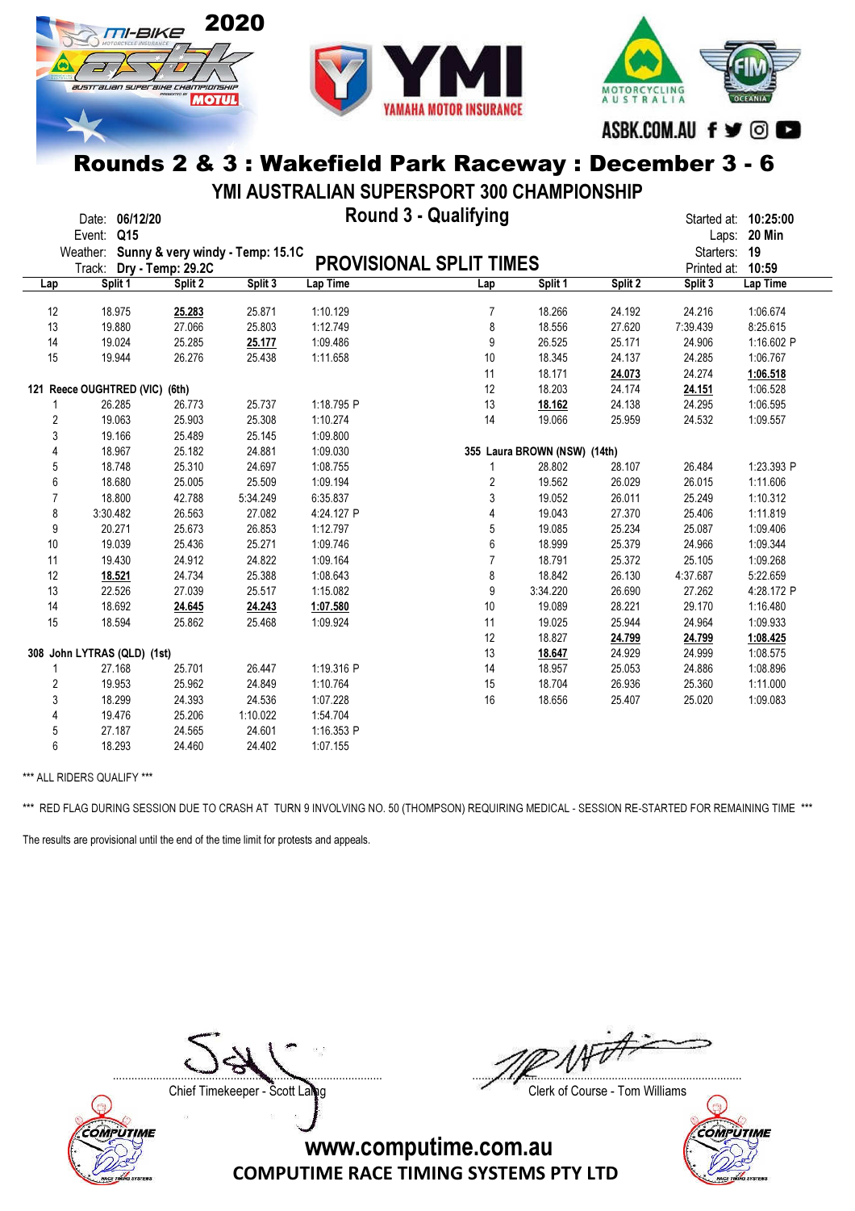# Rounds 2 & 3 : Wakefield Park Raceway : December 3 - 6

## YMI AUSTRALIAN SUPERSPORT 300 CHAMPIONSHIP

### Round 3 - Qualifying

Date: **06/12/20**
Event: **Q15**
Weather: **Sunny & very windy - Temp: 15.1C**
Track: **Dry - Temp: 29.2C**

Started at: **10:25:00**
Laps: **20 Min**
Starters: **19**
Printed at: **10:59**

## PROVISIONAL SPLIT TIMES

| Lap | Split 1 | Split 2 | Split 3 | Lap Time |
|---|---|---|---|---|
| 12 | 18.975 | **25.283** | 25.871 | 1:10.129 |
| 13 | 19.880 | 27.066 | 25.803 | 1:12.749 |
| 14 | 19.024 | 25.285 | **25.177** | 1:09.486 |
| 15 | 19.944 | 26.276 | 25.438 | 1:11.658 |
| **121 Reece OUGHTRED (VIC) (6th)** | | | | |
| 1 | 26.285 | 26.773 | 25.737 | 1:18.795 P |
| 2 | 19.063 | 25.903 | 25.308 | 1:10.274 |
| 3 | 19.166 | 25.489 | 25.145 | 1:09.800 |
| 4 | 18.967 | 25.182 | 24.881 | 1:09.030 |
| 5 | 18.748 | 25.310 | 24.697 | 1:08.755 |
| 6 | 18.680 | 25.005 | 25.509 | 1:09.194 |
| 7 | 18.800 | 42.788 | 5:34.249 | 6:35.837 |
| 8 | 3:30.482 | 26.563 | 27.082 | 4:24.127 P |
| 9 | 20.271 | 25.673 | 26.853 | 1:12.797 |
| 10 | 19.039 | 25.436 | 25.271 | 1:09.746 |
| 11 | 19.430 | 24.912 | 24.822 | 1:09.164 |
| 12 | **18.521** | 24.734 | 25.388 | 1:08.643 |
| 13 | 22.526 | 27.039 | 25.517 | 1:15.082 |
| 14 | 18.692 | **24.645** | **24.243** | **1:07.580** |
| 15 | 18.594 | 25.862 | 25.468 | 1:09.924 |
| **308 John LYTRAS (QLD) (1st)** | | | | |
| 1 | 27.168 | 25.701 | 26.447 | 1:19.316 P |
| 2 | 19.953 | 25.962 | 24.849 | 1:10.764 |
| 3 | 18.299 | 24.393 | 24.536 | 1:07.228 |
| 4 | 19.476 | 25.206 | 1:10.022 | 1:54.704 |
| 5 | 27.187 | 24.565 | 24.601 | 1:16.353 P |
| 6 | 18.293 | 24.460 | 24.402 | 1:07.155 |
| 7 | 18.266 | 24.192 | 24.216 | 1:06.674 |
| 8 | 18.556 | 27.620 | 7:39.439 | 8:25.615 |
| 9 | 26.525 | 25.171 | 24.906 | 1:16.602 P |
| 10 | 18.345 | 24.137 | 24.285 | 1:06.767 |
| 11 | 18.171 | **24.073** | 24.274 | **1:06.518** |
| 12 | 18.203 | 24.174 | **24.151** | 1:06.528 |
| 13 | **18.162** | 24.138 | 24.295 | 1:06.595 |
| 14 | 19.066 | 25.959 | 24.532 | 1:09.557 |
| **355 Laura BROWN (NSW) (14th)** | | | | |
| 1 | 28.802 | 28.107 | 26.484 | 1:23.393 P |
| 2 | 19.562 | 26.029 | 26.015 | 1:11.606 |
| 3 | 19.052 | 26.011 | 25.249 | 1:10.312 |
| 4 | 19.043 | 27.370 | 25.406 | 1:11.819 |
| 5 | 19.085 | 25.234 | 25.087 | 1:09.406 |
| 6 | 18.999 | 25.379 | 24.966 | 1:09.344 |
| 7 | 18.791 | 25.372 | 25.105 | 1:09.268 |
| 8 | 18.842 | 26.130 | 4:37.687 | 5:22.659 |
| 9 | 3:34.220 | 26.690 | 27.262 | 4:28.172 P |
| 10 | 19.089 | 28.221 | 29.170 | 1:16.480 |
| 11 | 19.025 | 25.944 | 24.964 | 1:09.933 |
| 12 | 18.827 | **24.799** | **24.799** | **1:08.425** |
| 13 | **18.647** | 24.929 | 24.999 | 1:08.575 |
| 14 | 18.957 | 25.053 | 24.886 | 1:08.896 |
| 15 | 18.704 | 26.936 | 25.360 | 1:11.000 |
| 16 | 18.656 | 25.407 | 25.020 | 1:09.083 |

*** ALL RIDERS QUALIFY ***

*** RED FLAG DURING SESSION DUE TO CRASH AT TURN 9 INVOLVING NO. 50 (THOMPSON) REQUIRING MEDICAL - SESSION RE-STARTED FOR REMAINING TIME ***

The results are provisional until the end of the time limit for protests and appeals.

Chief Timekeeper - Scott Laing

Clerk of Course - Tom Williams

www.computime.com.au
COMPUTIME RACE TIMING SYSTEMS PTY LTD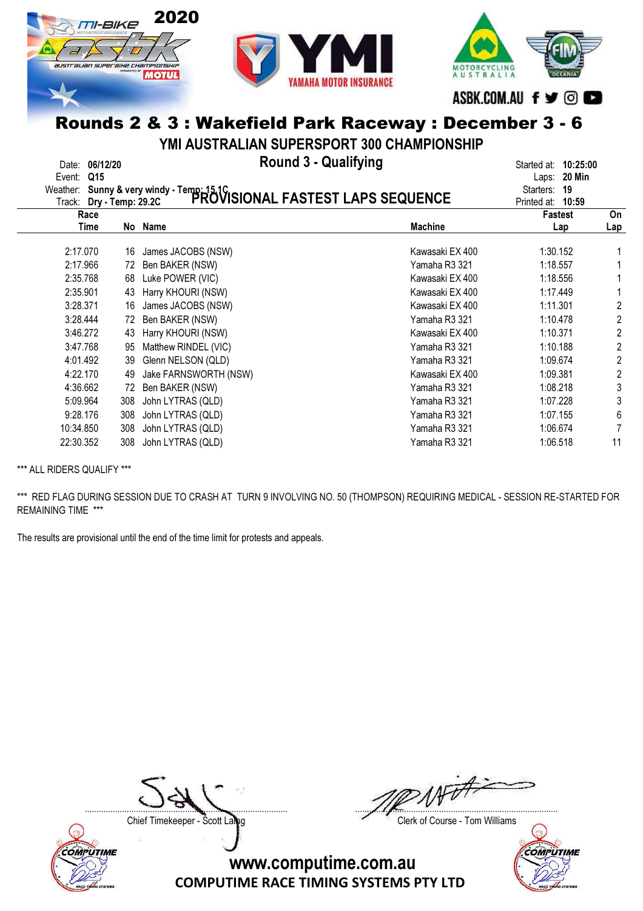# Rounds 2 & 3 : Wakefield Park Raceway : December 3 - 6

## YMI AUSTRALIAN SUPERSPORT 300 CHAMPIONSHIP

### Round 3 - Qualifying

### PROVISIONAL FASTEST LAPS SEQUENCE

Date: **06/12/20**
Event: **Q15**
Weather: **Sunny & very windy - Temp: 15.1C**
Track: **Dry - Temp: 29.2C**

Started at: **10:25:00**
Laps: **20 Min**
Starters: **19**
Printed at: **10:59**

| Race Time | No | Name | Machine | Fastest Lap | On Lap |
|---|---|---|---|---|---|
| 2:17.070 | 16 | James JACOBS (NSW) | Kawasaki EX 400 | 1:30.152 | 1 |
| 2:17.966 | 72 | Ben BAKER (NSW) | Yamaha R3 321 | 1:18.557 | 1 |
| 2:35.768 | 68 | Luke POWER (VIC) | Kawasaki EX 400 | 1:18.556 | 1 |
| 2:35.901 | 43 | Harry KHOURI (NSW) | Kawasaki EX 400 | 1:17.449 | 1 |
| 3:28.371 | 16 | James JACOBS (NSW) | Kawasaki EX 400 | 1:11.301 | 2 |
| 3:28.444 | 72 | Ben BAKER (NSW) | Yamaha R3 321 | 1:10.478 | 2 |
| 3:46.272 | 43 | Harry KHOURI (NSW) | Kawasaki EX 400 | 1:10.371 | 2 |
| 3:47.768 | 95 | Matthew RINDEL (VIC) | Yamaha R3 321 | 1:10.188 | 2 |
| 4:01.492 | 39 | Glenn NELSON (QLD) | Yamaha R3 321 | 1:09.674 | 2 |
| 4:22.170 | 49 | Jake FARNSWORTH (NSW) | Kawasaki EX 400 | 1:09.381 | 2 |
| 4:36.662 | 72 | Ben BAKER (NSW) | Yamaha R3 321 | 1:08.218 | 3 |
| 5:09.964 | 308 | John LYTRAS (QLD) | Yamaha R3 321 | 1:07.228 | 3 |
| 9:28.176 | 308 | John LYTRAS (QLD) | Yamaha R3 321 | 1:07.155 | 6 |
| 10:34.850 | 308 | John LYTRAS (QLD) | Yamaha R3 321 | 1:06.674 | 7 |
| 22:30.352 | 308 | John LYTRAS (QLD) | Yamaha R3 321 | 1:06.518 | 11 |

*** ALL RIDERS QUALIFY ***

*** RED FLAG DURING SESSION DUE TO CRASH AT TURN 9 INVOLVING NO. 50 (THOMPSON) REQUIRING MEDICAL - SESSION RE-STARTED FOR REMAINING TIME ***

The results are provisional until the end of the time limit for protests and appeals.

Chief Timekeeper - Scott Laing

Clerk of Course - Tom Williams

www.computime.com.au
COMPUTIME RACE TIMING SYSTEMS PTY LTD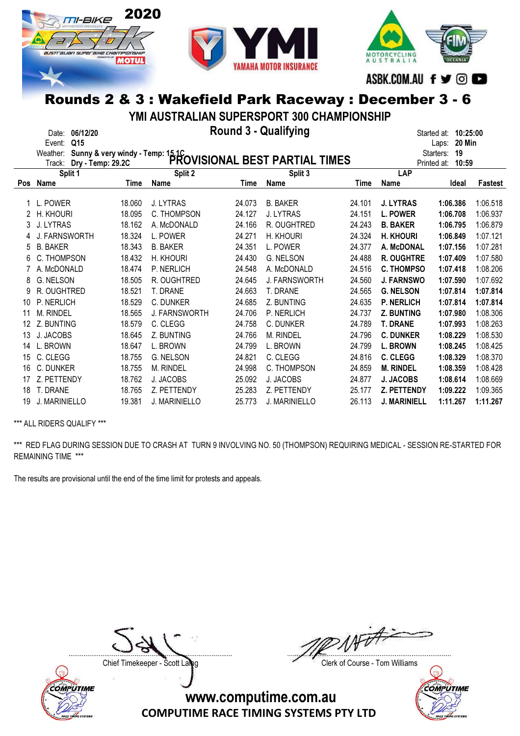# Rounds 2 & 3 : Wakefield Park Raceway : December 3 - 6

## YMI AUSTRALIAN SUPERSPORT 300 CHAMPIONSHIP

### Round 3 - Qualifying

Date: 06/12/20
Event: Q15
Weather: Sunny & very windy - Temp: 15.1C
Track: Dry - Temp: 29.2C

Started at: 10:25:00
Laps: 20 Min
Starters: 19
Printed at: 10:59

### PROVISIONAL BEST PARTIAL TIMES

| Pos | Split 1 Name | Time | Split 2 Name | Time | Split 3 Name | Time | LAP Name | Ideal | Fastest |
|---|---|---|---|---|---|---|---|---|---|
| 1 | L. POWER | 18.060 | J. LYTRAS | 24.073 | B. BAKER | 24.101 | **J. LYTRAS** | **1:06.386** | 1:06.518 |
| 2 | H. KHOURI | 18.095 | C. THOMPSON | 24.127 | J. LYTRAS | 24.151 | **L. POWER** | **1:06.708** | 1:06.937 |
| 3 | J. LYTRAS | 18.162 | A. McDONALD | 24.166 | R. OUGHTRED | 24.243 | **B. BAKER** | **1:06.795** | 1:06.879 |
| 4 | J. FARNSWORTH | 18.324 | L. POWER | 24.271 | H. KHOURI | 24.324 | **H. KHOURI** | **1:06.849** | 1:07.121 |
| 5 | B. BAKER | 18.343 | B. BAKER | 24.351 | L. POWER | 24.377 | **A. McDONAL** | **1:07.156** | 1:07.281 |
| 6 | C. THOMPSON | 18.432 | H. KHOURI | 24.430 | G. NELSON | 24.488 | **R. OUGHTRE** | **1:07.409** | 1:07.580 |
| 7 | A. McDONALD | 18.474 | P. NERLICH | 24.548 | A. McDONALD | 24.516 | **C. THOMPSO** | **1:07.418** | 1:08.206 |
| 8 | G. NELSON | 18.505 | R. OUGHTRED | 24.645 | J. FARNSWORTH | 24.560 | **J. FARNSWO** | **1:07.590** | 1:07.692 |
| 9 | R. OUGHTRED | 18.521 | T. DRANE | 24.663 | T. DRANE | 24.565 | **G. NELSON** | **1:07.814** | **1:07.814** |
| 10 | P. NERLICH | 18.529 | C. DUNKER | 24.685 | Z. BUNTING | 24.635 | **P. NERLICH** | **1:07.814** | **1:07.814** |
| 11 | M. RINDEL | 18.565 | J. FARNSWORTH | 24.706 | P. NERLICH | 24.737 | **Z. BUNTING** | **1:07.980** | 1:08.306 |
| 12 | Z. BUNTING | 18.579 | C. CLEGG | 24.758 | C. DUNKER | 24.789 | **T. DRANE** | **1:07.993** | 1:08.263 |
| 13 | J. JACOBS | 18.645 | Z. BUNTING | 24.766 | M. RINDEL | 24.796 | **C. DUNKER** | **1:08.229** | 1:08.530 |
| 14 | L. BROWN | 18.647 | L. BROWN | 24.799 | L. BROWN | 24.799 | **L. BROWN** | **1:08.245** | 1:08.425 |
| 15 | C. CLEGG | 18.755 | G. NELSON | 24.821 | C. CLEGG | 24.816 | **C. CLEGG** | **1:08.329** | 1:08.370 |
| 16 | C. DUNKER | 18.755 | M. RINDEL | 24.998 | C. THOMPSON | 24.859 | **M. RINDEL** | **1:08.359** | 1:08.428 |
| 17 | Z. PETTENDY | 18.762 | J. JACOBS | 25.092 | J. JACOBS | 24.877 | **J. JACOBS** | **1:08.614** | 1:08.669 |
| 18 | T. DRANE | 18.765 | Z. PETTENDY | 25.283 | Z. PETTENDY | 25.177 | **Z. PETTENDY** | **1:09.222** | 1:09.365 |
| 19 | J. MARINIELLO | 19.381 | J. MARINIELLO | 25.773 | J. MARINIELLO | 26.113 | **J. MARINIELL** | **1:11.267** | **1:11.267** |

*** ALL RIDERS QUALIFY ***

*** RED FLAG DURING SESSION DUE TO CRASH AT TURN 9 INVOLVING NO. 50 (THOMPSON) REQUIRING MEDICAL - SESSION RE-STARTED FOR REMAINING TIME ***

The results are provisional until the end of the time limit for protests and appeals.

Chief Timekeeper - Scott Laing

Clerk of Course - Tom Williams

www.computime.com.au
COMPUTIME RACE TIMING SYSTEMS PTY LTD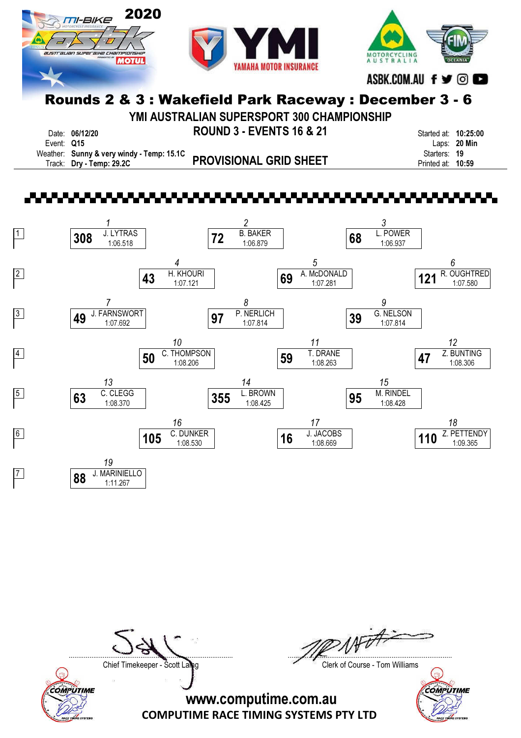# Rounds 2 & 3 : Wakefield Park Raceway : December 3 - 6

## YMI AUSTRALIAN SUPERSPORT 300 CHAMPIONSHIP

## ROUND 3 - EVENTS 16 & 21

## PROVISIONAL GRID SHEET

Date: **06/12/20**
Event: **Q15**
Weather: **Sunny & very windy - Temp: 15.1C**
Track: **Dry - Temp: 29.2C**

Started at: **10:25:00**
Laps: **20 Min**
Starters: **19**
Printed at: **10:59**

| Row | Pos | No. | Rider | Time |
|---|---|---|---|---|
| 1 | 1 | 308 | J. LYTRAS | 1:06.518 |
| 1 | 2 | 72 | B. BAKER | 1:06.879 |
| 1 | 3 | 68 | L. POWER | 1:06.937 |
| 2 | 4 | 43 | H. KHOURI | 1:07.121 |
| 2 | 5 | 69 | A. McDONALD | 1:07.281 |
| 2 | 6 | 121 | R. OUGHTRED | 1:07.580 |
| 3 | 7 | 49 | J. FARNSWORT | 1:07.692 |
| 3 | 8 | 97 | P. NERLICH | 1:07.814 |
| 3 | 9 | 39 | G. NELSON | 1:07.814 |
| 4 | 10 | 50 | C. THOMPSON | 1:08.206 |
| 4 | 11 | 59 | T. DRANE | 1:08.263 |
| 4 | 12 | 47 | Z. BUNTING | 1:08.306 |
| 5 | 13 | 63 | C. CLEGG | 1:08.370 |
| 5 | 14 | 355 | L. BROWN | 1:08.425 |
| 5 | 15 | 95 | M. RINDEL | 1:08.428 |
| 6 | 16 | 105 | C. DUNKER | 1:08.530 |
| 6 | 17 | 16 | J. JACOBS | 1:08.669 |
| 6 | 18 | 110 | Z. PETTENDY | 1:09.365 |
| 7 | 19 | 88 | J. MARINIELLO | 1:11.267 |

Chief Timekeeper - Scott Laing

Clerk of Course - Tom Williams

www.computime.com.au
COMPUTIME RACE TIMING SYSTEMS PTY LTD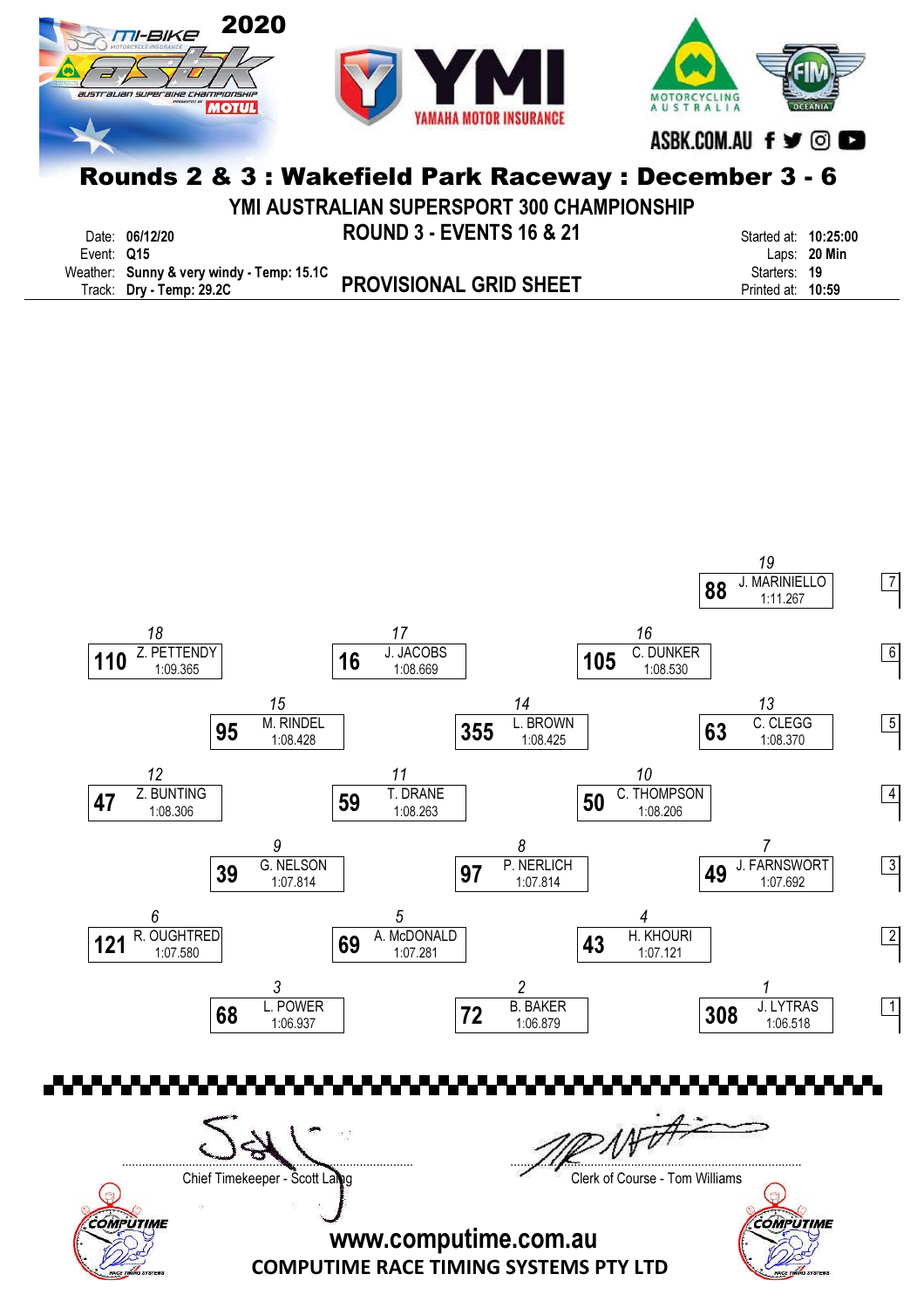# Rounds 2 & 3 : Wakefield Park Raceway : December 3 - 6

## YMI AUSTRALIAN SUPERSPORT 300 CHAMPIONSHIP

### ROUND 3 - EVENTS 16 & 21

### PROVISIONAL GRID SHEET

Date: **06/12/20**
Event: **Q15**
Weather: **Sunny & very windy - Temp: 15.1C**
Track: **Dry - Temp: 29.2C**

Started at: **10:25:00**
Laps: **20 Min**
Starters: **19**
Printed at: **10:59**

| Row | Pos | No. | Rider | Time |
|---|---|---|---|---|
| 1 | 1 | 308 | J. LYTRAS | 1:06.518 |
| 1 | 2 | 72 | B. BAKER | 1:06.879 |
| 1 | 3 | 68 | L. POWER | 1:06.937 |
| 2 | 4 | 43 | H. KHOURI | 1:07.121 |
| 2 | 5 | 69 | A. McDONALD | 1:07.281 |
| 2 | 6 | 121 | R. OUGHTRED | 1:07.580 |
| 3 | 7 | 49 | J. FARNSWORT | 1:07.692 |
| 3 | 8 | 97 | P. NERLICH | 1:07.814 |
| 3 | 9 | 39 | G. NELSON | 1:07.814 |
| 4 | 10 | 50 | C. THOMPSON | 1:08.206 |
| 4 | 11 | 59 | T. DRANE | 1:08.263 |
| 4 | 12 | 47 | Z. BUNTING | 1:08.306 |
| 5 | 13 | 63 | C. CLEGG | 1:08.370 |
| 5 | 14 | 355 | L. BROWN | 1:08.425 |
| 5 | 15 | 95 | M. RINDEL | 1:08.428 |
| 6 | 16 | 105 | C. DUNKER | 1:08.530 |
| 6 | 17 | 16 | J. JACOBS | 1:08.669 |
| 6 | 18 | 110 | Z. PETTENDY | 1:09.365 |
| 7 | 19 | 88 | J. MARINIELLO | 1:11.267 |

Chief Timekeeper - Scott Laing

Clerk of Course - Tom Williams

www.computime.com.au
COMPUTIME RACE TIMING SYSTEMS PTY LTD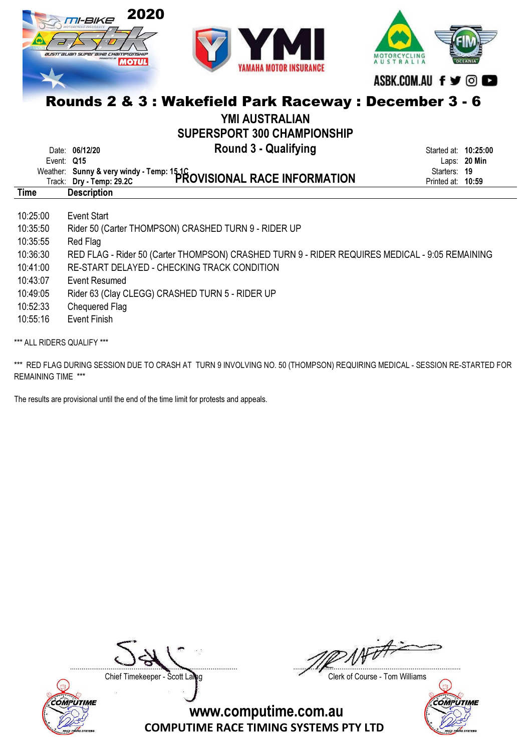# Rounds 2 & 3 : Wakefield Park Raceway : December 3 - 6

## YMI AUSTRALIAN SUPERSPORT 300 CHAMPIONSHIP

## Round 3 - Qualifying

## PROVISIONAL RACE INFORMATION

Date: **06/12/20**
Event: **Q15**
Weather: **Sunny & very windy - Temp: 15.1C**
Track: **Dry - Temp: 29.2C**

Started at: **10:25:00**
Laps: **20 Min**
Starters: **19**
Printed at: **10:59**

| Time | Description |
|---|---|
| 10:25:00 | Event Start |
| 10:35:50 | Rider 50 (Carter THOMPSON) CRASHED TURN 9 - RIDER UP |
| 10:35:55 | Red Flag |
| 10:36:30 | RED FLAG - Rider 50 (Carter THOMPSON) CRASHED TURN 9 - RIDER REQUIRES MEDICAL - 9:05 REMAINING |
| 10:41:00 | RE-START DELAYED - CHECKING TRACK CONDITION |
| 10:43:07 | Event Resumed |
| 10:49:05 | Rider 63 (Clay CLEGG) CRASHED TURN 5 - RIDER UP |
| 10:52:33 | Chequered Flag |
| 10:55:16 | Event Finish |

*** ALL RIDERS QUALIFY ***

*** RED FLAG DURING SESSION DUE TO CRASH AT TURN 9 INVOLVING NO. 50 (THOMPSON) REQUIRING MEDICAL - SESSION RE-STARTED FOR REMAINING TIME ***

The results are provisional until the end of the time limit for protests and appeals.

Chief Timekeeper - Scott Laing

Clerk of Course - Tom Williams

www.computime.com.au
COMPUTIME RACE TIMING SYSTEMS PTY LTD